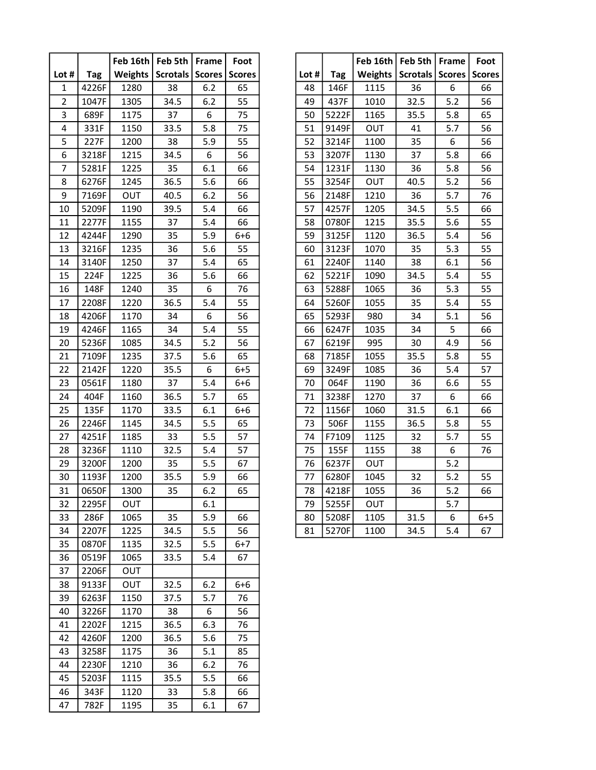| Lot # | Tag | Feb 16th Weights | Feb 5th Scrotals | Frame Scores | Foot Scores |
|---|---|---|---|---|---|
| 1 | 4226F | 1280 | 38 | 6.2 | 65 |
| 2 | 1047F | 1305 | 34.5 | 6.2 | 55 |
| 3 | 689F | 1175 | 37 | 6 | 75 |
| 4 | 331F | 1150 | 33.5 | 5.8 | 75 |
| 5 | 227F | 1200 | 38 | 5.9 | 55 |
| 6 | 3218F | 1215 | 34.5 | 6 | 56 |
| 7 | 5281F | 1225 | 35 | 6.1 | 66 |
| 8 | 6276F | 1245 | 36.5 | 5.6 | 66 |
| 9 | 7169F | OUT | 40.5 | 6.2 | 56 |
| 10 | 5209F | 1190 | 39.5 | 5.4 | 66 |
| 11 | 2277F | 1155 | 37 | 5.4 | 66 |
| 12 | 4244F | 1290 | 35 | 5.9 | 6+6 |
| 13 | 3216F | 1235 | 36 | 5.6 | 55 |
| 14 | 3140F | 1250 | 37 | 5.4 | 65 |
| 15 | 224F | 1225 | 36 | 5.6 | 66 |
| 16 | 148F | 1240 | 35 | 6 | 76 |
| 17 | 2208F | 1220 | 36.5 | 5.4 | 55 |
| 18 | 4206F | 1170 | 34 | 6 | 56 |
| 19 | 4246F | 1165 | 34 | 5.4 | 55 |
| 20 | 5236F | 1085 | 34.5 | 5.2 | 56 |
| 21 | 7109F | 1235 | 37.5 | 5.6 | 65 |
| 22 | 2142F | 1220 | 35.5 | 6 | 6+5 |
| 23 | 0561F | 1180 | 37 | 5.4 | 6+6 |
| 24 | 404F | 1160 | 36.5 | 5.7 | 65 |
| 25 | 135F | 1170 | 33.5 | 6.1 | 6+6 |
| 26 | 2246F | 1145 | 34.5 | 5.5 | 65 |
| 27 | 4251F | 1185 | 33 | 5.5 | 57 |
| 28 | 3236F | 1110 | 32.5 | 5.4 | 57 |
| 29 | 3200F | 1200 | 35 | 5.5 | 67 |
| 30 | 1193F | 1200 | 35.5 | 5.9 | 66 |
| 31 | 0650F | 1300 | 35 | 6.2 | 65 |
| 32 | 2295F | OUT | | 6.1 | |
| 33 | 286F | 1065 | 35 | 5.9 | 66 |
| 34 | 2207F | 1225 | 34.5 | 5.5 | 56 |
| 35 | 0870F | 1135 | 32.5 | 5.5 | 6+7 |
| 36 | 0519F | 1065 | 33.5 | 5.4 | 67 |
| 37 | 2206F | OUT | | | |
| 38 | 9133F | OUT | 32.5 | 6.2 | 6+6 |
| 39 | 6263F | 1150 | 37.5 | 5.7 | 76 |
| 40 | 3226F | 1170 | 38 | 6 | 56 |
| 41 | 2202F | 1215 | 36.5 | 6.3 | 76 |
| 42 | 4260F | 1200 | 36.5 | 5.6 | 75 |
| 43 | 3258F | 1175 | 36 | 5.1 | 85 |
| 44 | 2230F | 1210 | 36 | 6.2 | 76 |
| 45 | 5203F | 1115 | 35.5 | 5.5 | 66 |
| 46 | 343F | 1120 | 33 | 5.8 | 66 |
| 47 | 782F | 1195 | 35 | 6.1 | 67 |

| Lot # | Tag | Feb 16th Weights | Feb 5th Scrotals | Frame Scores | Foot Scores |
|---|---|---|---|---|---|
| 48 | 146F | 1115 | 36 | 6 | 66 |
| 49 | 437F | 1010 | 32.5 | 5.2 | 56 |
| 50 | 5222F | 1165 | 35.5 | 5.8 | 65 |
| 51 | 9149F | OUT | 41 | 5.7 | 56 |
| 52 | 3214F | 1100 | 35 | 6 | 56 |
| 53 | 3207F | 1130 | 37 | 5.8 | 66 |
| 54 | 1231F | 1130 | 36 | 5.8 | 56 |
| 55 | 3254F | OUT | 40.5 | 5.2 | 56 |
| 56 | 2148F | 1210 | 36 | 5.7 | 76 |
| 57 | 4257F | 1205 | 34.5 | 5.5 | 66 |
| 58 | 0780F | 1215 | 35.5 | 5.6 | 55 |
| 59 | 3125F | 1120 | 36.5 | 5.4 | 56 |
| 60 | 3123F | 1070 | 35 | 5.3 | 55 |
| 61 | 2240F | 1140 | 38 | 6.1 | 56 |
| 62 | 5221F | 1090 | 34.5 | 5.4 | 55 |
| 63 | 5288F | 1065 | 36 | 5.3 | 55 |
| 64 | 5260F | 1055 | 35 | 5.4 | 55 |
| 65 | 5293F | 980 | 34 | 5.1 | 56 |
| 66 | 6247F | 1035 | 34 | 5 | 66 |
| 67 | 6219F | 995 | 30 | 4.9 | 56 |
| 68 | 7185F | 1055 | 35.5 | 5.8 | 55 |
| 69 | 3249F | 1085 | 36 | 5.4 | 57 |
| 70 | 064F | 1190 | 36 | 6.6 | 55 |
| 71 | 3238F | 1270 | 37 | 6 | 66 |
| 72 | 1156F | 1060 | 31.5 | 6.1 | 66 |
| 73 | 506F | 1155 | 36.5 | 5.8 | 55 |
| 74 | F7109 | 1125 | 32 | 5.7 | 55 |
| 75 | 155F | 1155 | 38 | 6 | 76 |
| 76 | 6237F | OUT | | 5.2 | |
| 77 | 6280F | 1045 | 32 | 5.2 | 55 |
| 78 | 4218F | 1055 | 36 | 5.2 | 66 |
| 79 | 5255F | OUT | | 5.7 | |
| 80 | 5208F | 1105 | 31.5 | 6 | 6+5 |
| 81 | 5270F | 1100 | 34.5 | 5.4 | 67 |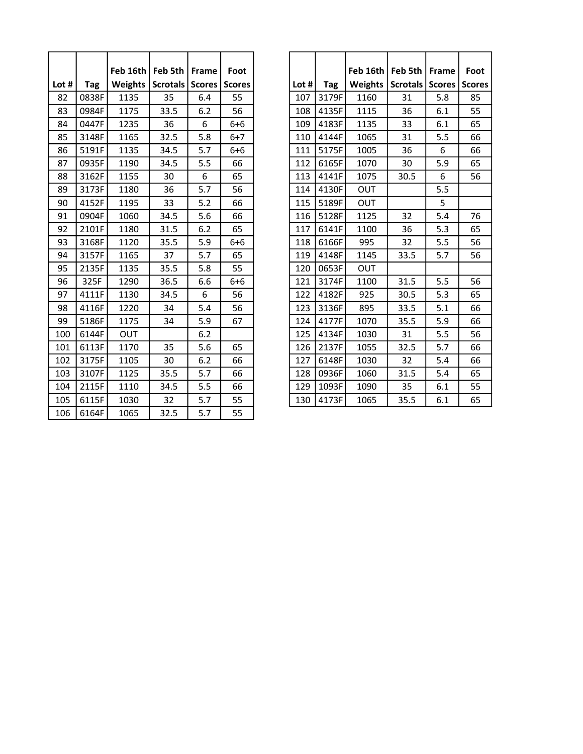| Lot # | Tag | Feb 16th Weights | Feb 5th Scrotals | Frame Scores | Foot Scores |
|---|---|---|---|---|---|
| 82 | 0838F | 1135 | 35 | 6.4 | 55 |
| 83 | 0984F | 1175 | 33.5 | 6.2 | 56 |
| 84 | 0447F | 1235 | 36 | 6 | 6+6 |
| 85 | 3148F | 1165 | 32.5 | 5.8 | 6+7 |
| 86 | 5191F | 1135 | 34.5 | 5.7 | 6+6 |
| 87 | 0935F | 1190 | 34.5 | 5.5 | 66 |
| 88 | 3162F | 1155 | 30 | 6 | 65 |
| 89 | 3173F | 1180 | 36 | 5.7 | 56 |
| 90 | 4152F | 1195 | 33 | 5.2 | 66 |
| 91 | 0904F | 1060 | 34.5 | 5.6 | 66 |
| 92 | 2101F | 1180 | 31.5 | 6.2 | 65 |
| 93 | 3168F | 1120 | 35.5 | 5.9 | 6+6 |
| 94 | 3157F | 1165 | 37 | 5.7 | 65 |
| 95 | 2135F | 1135 | 35.5 | 5.8 | 55 |
| 96 | 325F | 1290 | 36.5 | 6.6 | 6+6 |
| 97 | 4111F | 1130 | 34.5 | 6 | 56 |
| 98 | 4116F | 1220 | 34 | 5.4 | 56 |
| 99 | 5186F | 1175 | 34 | 5.9 | 67 |
| 100 | 6144F | OUT | | 6.2 | |
| 101 | 6113F | 1170 | 35 | 5.6 | 65 |
| 102 | 3175F | 1105 | 30 | 6.2 | 66 |
| 103 | 3107F | 1125 | 35.5 | 5.7 | 66 |
| 104 | 2115F | 1110 | 34.5 | 5.5 | 66 |
| 105 | 6115F | 1030 | 32 | 5.7 | 55 |
| 106 | 6164F | 1065 | 32.5 | 5.7 | 55 |

| Lot # | Tag | Feb 16th Weights | Feb 5th Scrotals | Frame Scores | Foot Scores |
|---|---|---|---|---|---|
| 107 | 3179F | 1160 | 31 | 5.8 | 85 |
| 108 | 4135F | 1115 | 36 | 6.1 | 55 |
| 109 | 4183F | 1135 | 33 | 6.1 | 65 |
| 110 | 4144F | 1065 | 31 | 5.5 | 66 |
| 111 | 5175F | 1005 | 36 | 6 | 66 |
| 112 | 6165F | 1070 | 30 | 5.9 | 65 |
| 113 | 4141F | 1075 | 30.5 | 6 | 56 |
| 114 | 4130F | OUT | | 5.5 | |
| 115 | 5189F | OUT | | 5 | |
| 116 | 5128F | 1125 | 32 | 5.4 | 76 |
| 117 | 6141F | 1100 | 36 | 5.3 | 65 |
| 118 | 6166F | 995 | 32 | 5.5 | 56 |
| 119 | 4148F | 1145 | 33.5 | 5.7 | 56 |
| 120 | 0653F | OUT | | | |
| 121 | 3174F | 1100 | 31.5 | 5.5 | 56 |
| 122 | 4182F | 925 | 30.5 | 5.3 | 65 |
| 123 | 3136F | 895 | 33.5 | 5.1 | 66 |
| 124 | 4177F | 1070 | 35.5 | 5.9 | 66 |
| 125 | 4134F | 1030 | 31 | 5.5 | 56 |
| 126 | 2137F | 1055 | 32.5 | 5.7 | 66 |
| 127 | 6148F | 1030 | 32 | 5.4 | 66 |
| 128 | 0936F | 1060 | 31.5 | 5.4 | 65 |
| 129 | 1093F | 1090 | 35 | 6.1 | 55 |
| 130 | 4173F | 1065 | 35.5 | 6.1 | 65 |